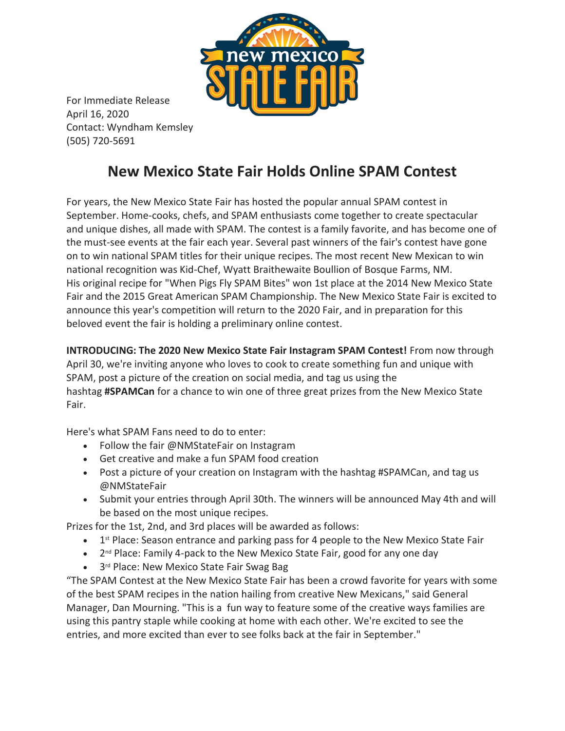For Immediate Release
April 16, 2020
Contact: Wyndham Kemsley
(505) 720-5691

# New Mexico State Fair Holds Online SPAM Contest

For years, the New Mexico State Fair has hosted the popular annual SPAM contest in September. Home-cooks, chefs, and SPAM enthusiasts come together to create spectacular and unique dishes, all made with SPAM. The contest is a family favorite, and has become one of the must-see events at the fair each year. Several past winners of the fair's contest have gone on to win national SPAM titles for their unique recipes. The most recent New Mexican to win national recognition was Kid-Chef, Wyatt Braithewaite Boullion of Bosque Farms, NM. His original recipe for "When Pigs Fly SPAM Bites" won 1st place at the 2014 New Mexico State Fair and the 2015 Great American SPAM Championship. The New Mexico State Fair is excited to announce this year's competition will return to the 2020 Fair, and in preparation for this beloved event the fair is holding a preliminary online contest.

**INTRODUCING: The 2020 New Mexico State Fair Instagram SPAM Contest!** From now through April 30, we're inviting anyone who loves to cook to create something fun and unique with SPAM, post a picture of the creation on social media, and tag us using the hashtag **#SPAMCan** for a chance to win one of three great prizes from the New Mexico State Fair.

Here's what SPAM Fans need to do to enter:

- Follow the fair @NMStateFair on Instagram
- Get creative and make a fun SPAM food creation
- Post a picture of your creation on Instagram with the hashtag #SPAMCan, and tag us @NMStateFair
- Submit your entries through April 30th. The winners will be announced May 4th and will be based on the most unique recipes.

Prizes for the 1st, 2nd, and 3rd places will be awarded as follows:

- 1st Place: Season entrance and parking pass for 4 people to the New Mexico State Fair
- 2nd Place: Family 4-pack to the New Mexico State Fair, good for any one day
- 3rd Place: New Mexico State Fair Swag Bag

"The SPAM Contest at the New Mexico State Fair has been a crowd favorite for years with some of the best SPAM recipes in the nation hailing from creative New Mexicans," said General Manager, Dan Mourning. "This is a fun way to feature some of the creative ways families are using this pantry staple while cooking at home with each other. We're excited to see the entries, and more excited than ever to see folks back at the fair in September."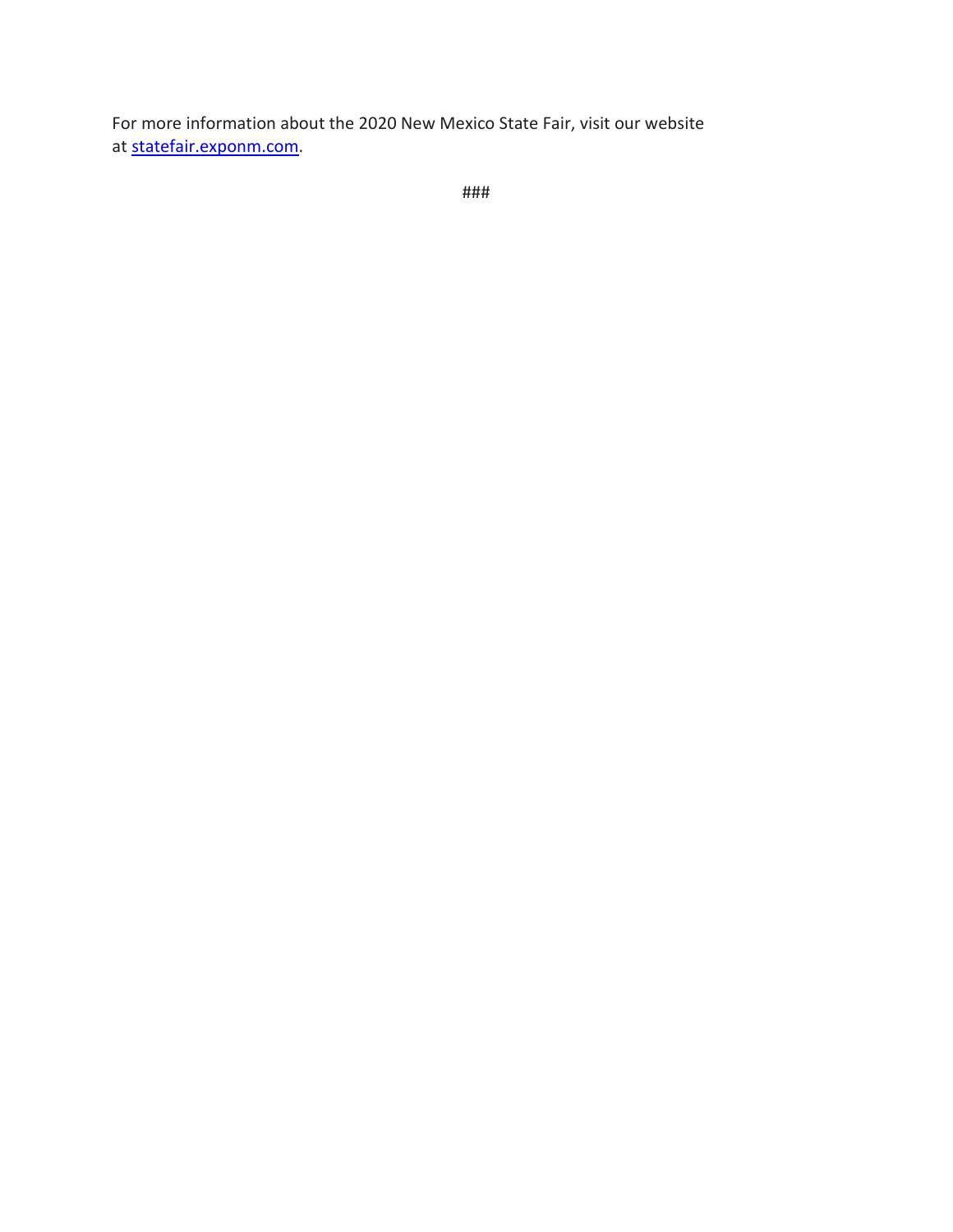For more information about the 2020 New Mexico State Fair, visit our website at [statefair.exponm.com](statefair.exponm.com).

###